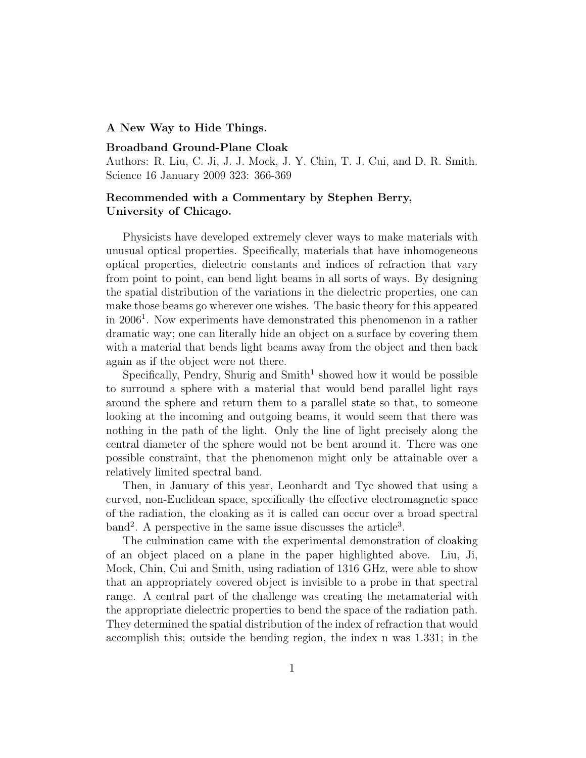**A New Way to Hide Things.**

**Broadband Ground-Plane Cloak**

Authors: R. Liu, C. Ji, J. J. Mock, J. Y. Chin, T. J. Cui, and D. R. Smith.
Science 16 January 2009 323: 366-369

**Recommended with a Commentary by Stephen Berry, University of Chicago.**

Physicists have developed extremely clever ways to make materials with unusual optical properties. Specifically, materials that have inhomogeneous optical properties, dielectric constants and indices of refraction that vary from point to point, can bend light beams in all sorts of ways. By designing the spatial distribution of the variations in the dielectric properties, one can make those beams go wherever one wishes. The basic theory for this appeared in 2006[1]. Now experiments have demonstrated this phenomenon in a rather dramatic way; one can literally hide an object on a surface by covering them with a material that bends light beams away from the object and then back again as if the object were not there.

Specifically, Pendry, Shurig and Smith[1] showed how it would be possible to surround a sphere with a material that would bend parallel light rays around the sphere and return them to a parallel state so that, to someone looking at the incoming and outgoing beams, it would seem that there was nothing in the path of the light. Only the line of light precisely along the central diameter of the sphere would not be bent around it. There was one possible constraint, that the phenomenon might only be attainable over a relatively limited spectral band.

Then, in January of this year, Leonhardt and Tyc showed that using a curved, non-Euclidean space, specifically the effective electromagnetic space of the radiation, the cloaking as it is called can occur over a broad spectral band[2]. A perspective in the same issue discusses the article[3].

The culmination came with the experimental demonstration of cloaking of an object placed on a plane in the paper highlighted above. Liu, Ji, Mock, Chin, Cui and Smith, using radiation of 1316 GHz, were able to show that an appropriately covered object is invisible to a probe in that spectral range. A central part of the challenge was creating the metamaterial with the appropriate dielectric properties to bend the space of the radiation path. They determined the spatial distribution of the index of refraction that would accomplish this; outside the bending region, the index n was 1.331; in the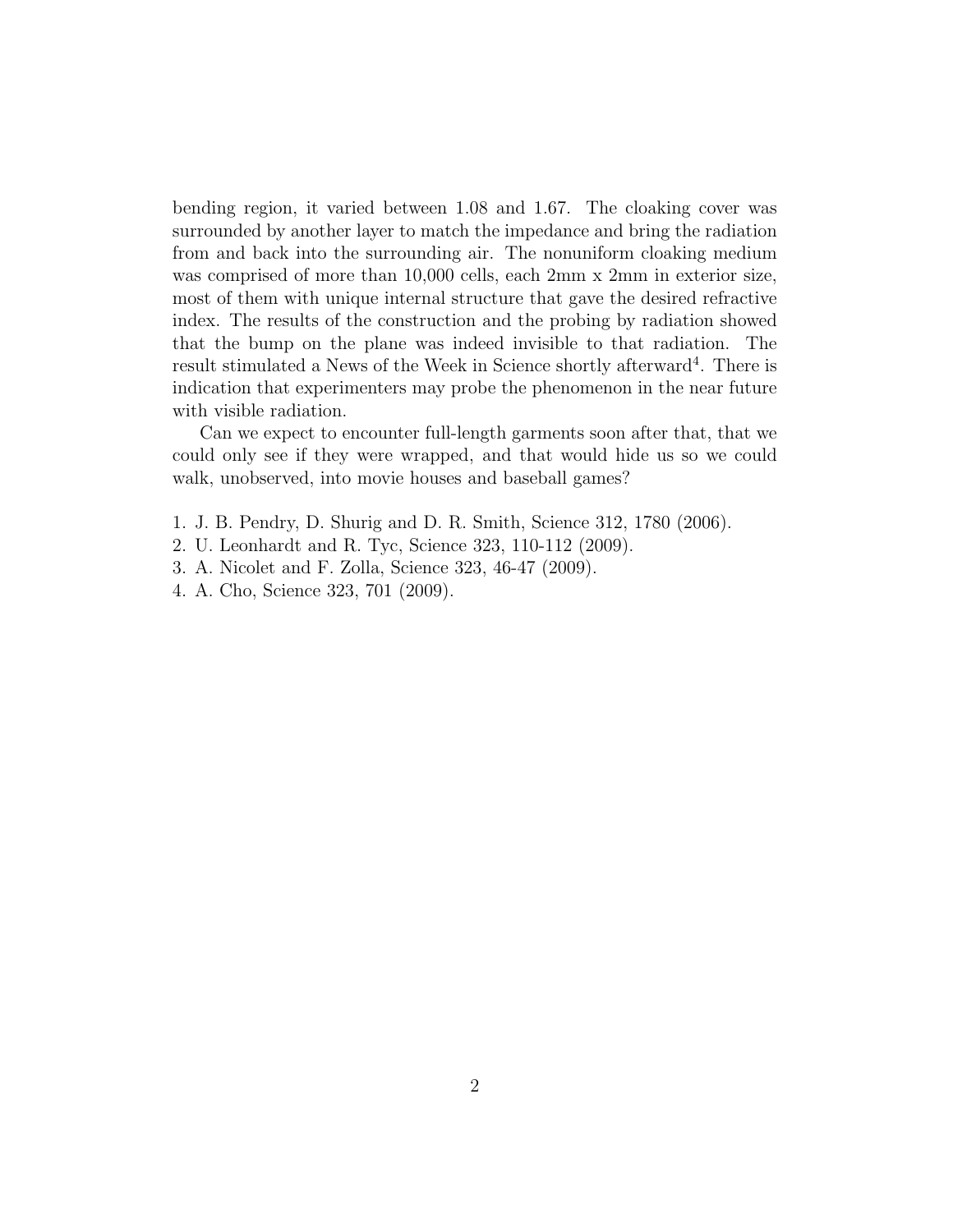bending region, it varied between 1.08 and 1.67. The cloaking cover was surrounded by another layer to match the impedance and bring the radiation from and back into the surrounding air. The nonuniform cloaking medium was comprised of more than 10,000 cells, each 2mm x 2mm in exterior size, most of them with unique internal structure that gave the desired refractive index. The results of the construction and the probing by radiation showed that the bump on the plane was indeed invisible to that radiation. The result stimulated a News of the Week in Science shortly afterward[4]. There is indication that experimenters may probe the phenomenon in the near future with visible radiation.

Can we expect to encounter full-length garments soon after that, that we could only see if they were wrapped, and that would hide us so we could walk, unobserved, into movie houses and baseball games?

1. J. B. Pendry, D. Shurig and D. R. Smith, Science 312, 1780 (2006).
2. U. Leonhardt and R. Tyc, Science 323, 110-112 (2009).
3. A. Nicolet and F. Zolla, Science 323, 46-47 (2009).
4. A. Cho, Science 323, 701 (2009).